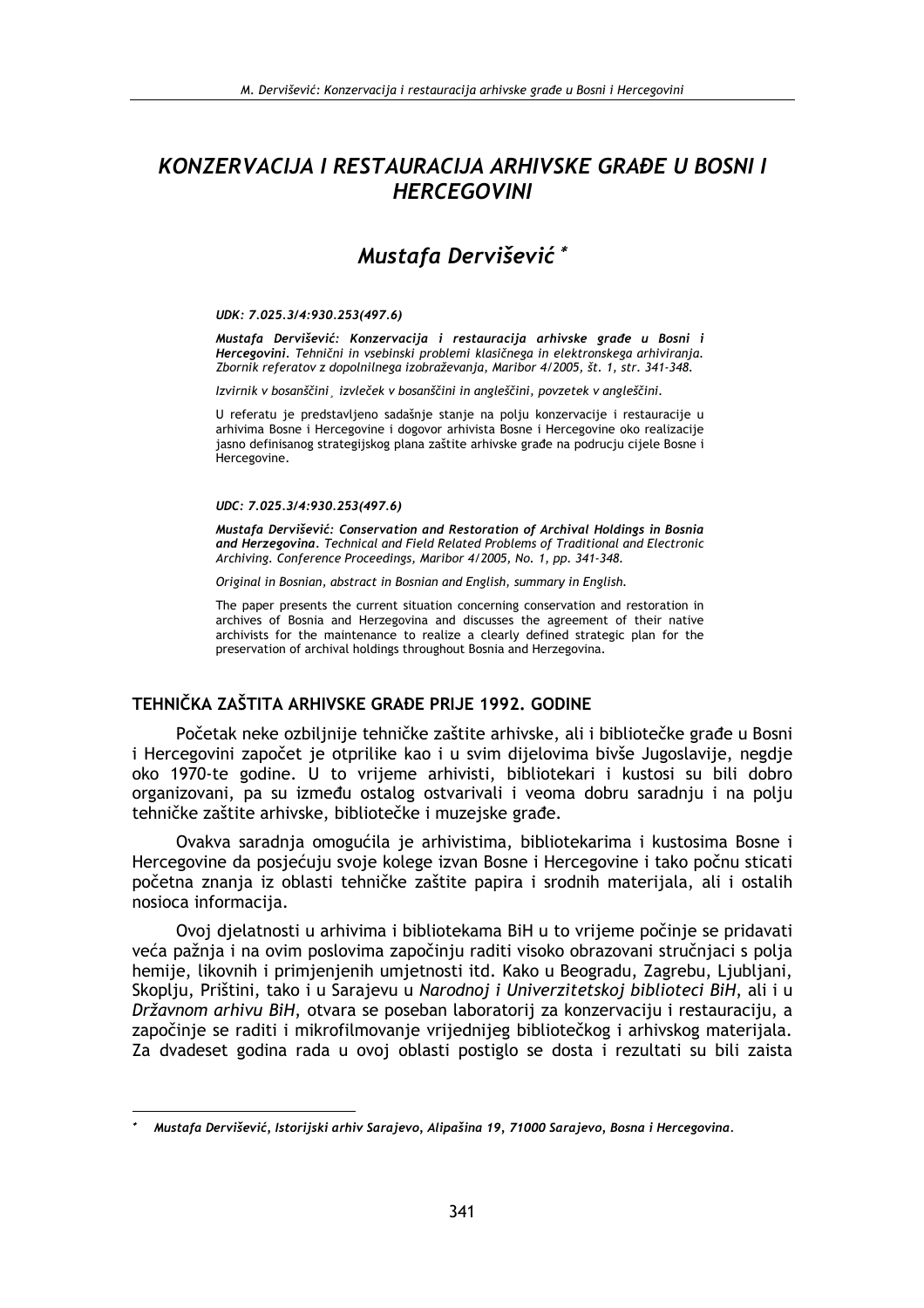# KONZERVACIJA I RESTAURACIJA ARHIVSKE GRAĐE U BOSNI I HERCEGOVINI

## *Mustafa Dervišević* *

*UDK: 7.025.3/4:930.253(497.6)*

***Mustafa Dervišević: Konzervacija i restauracija arhivske građe u Bosni i Hercegovini.*** *Tehnični in vsebinski problemi klasičnega in elektronskega arhiviranja. Zbornik referatov z dopolnilnega izobraževanja, Maribor 4/2005, št. 1, str. 341-348.*

*Izvirnik v bosanščini¸ izvleček v bosanščini in angleščini, povzetek v angleščini.*

U referatu je predstavljeno sadašnje stanje na polju konzervacije i restauracije u arhivima Bosne i Hercegovine i dogovor arhivista Bosne i Hercegovine oko realizacije jasno definisanog strategijskog plana zaštite arhivske građe na području cijele Bosne i Hercegovine.

*UDC: 7.025.3/4:930.253(497.6)*

***Mustafa Dervišević: Conservation and Restoration of Archival Holdings in Bosnia and Herzegovina.*** *Technical and Field Related Problems of Traditional and Electronic Archiving. Conference Proceedings, Maribor 4/2005, No. 1, pp. 341-348.*

*Original in Bosnian, abstract in Bosnian and English, summary in English.*

The paper presents the current situation concerning conservation and restoration in archives of Bosnia and Herzegovina and discusses the agreement of their native archivists for the maintenance to realize a clearly defined strategic plan for the preservation of archival holdings throughout Bosnia and Herzegovina.

### TEHNIČKA ZAŠTITA ARHIVSKE GRAĐE PRIJE 1992. GODINE

Početak neke ozbiljnije tehničke zaštite arhivske, ali i bibliotečke građe u Bosni i Hercegovini započet je otprilike kao i u svim dijelovima bivše Jugoslavije, negdje oko 1970-te godine. U to vrijeme arhivisti, bibliotekari i kustosi su bili dobro organizovani, pa su između ostalog ostvarivali i veoma dobru saradnju i na polju tehničke zaštite arhivske, bibliotečke i muzejske građe.

Ovakva saradnja omogućila je arhivistima, bibliotekarima i kustosima Bosne i Hercegovine da posjećuju svoje kolege izvan Bosne i Hercegovine i tako počnu sticati početna znanja iz oblasti tehničke zaštite papira i srodnih materijala, ali i ostalih nosioca informacija.

Ovoj djelatnosti u arhivima i bibliotekama BiH u to vrijeme počinje se pridavati veća pažnja i na ovim poslovima započinju raditi visoko obrazovani stručnjaci s polja hemije, likovnih i primjenjenih umjetnosti itd. Kako u Beogradu, Zagrebu, Ljubljani, Skoplju, Prištini, tako i u Sarajevu u *Narodnoj i Univerzitetskoj biblioteci BiH*, ali i u *Državnom arhivu BiH*, otvara se poseban laboratorij za konzervaciju i restauraciju, a započinje se raditi i mikrofilmovanje vrijednijeg bibliotečkog i arhivskog materijala. Za dvadeset godina rada u ovoj oblasti postiglo se dosta i rezultati su bili zaista

---

* *Mustafa Dervišević, Istorijski arhiv Sarajevo, Alipašina 19, 71000 Sarajevo, Bosna i Hercegovina.*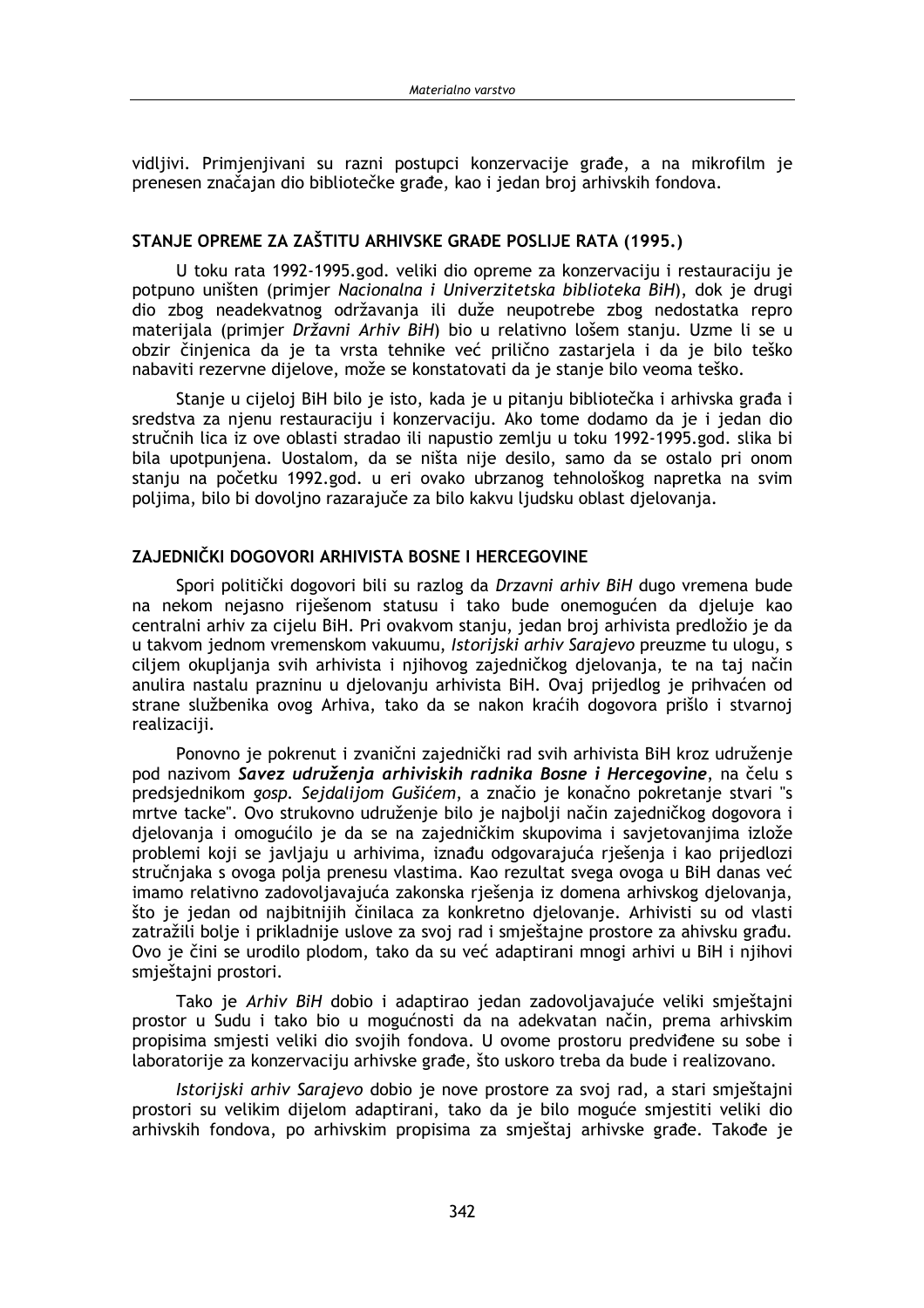vidljivi. Primjenjivani su razni postupci konzervacije građe, a na mikrofilm je prenesen značajan dio bibliotečke građe, kao i jedan broj arhivskih fondova.

## STANJE OPREME ZA ZAŠTITU ARHIVSKE GRAĐE POSLIJE RATA (1995.)

U toku rata 1992-1995.god. veliki dio opreme za konzervaciju i restauraciju je potpuno uništen (primjer *Nacionalna i Univerzitetska biblioteka BiH*), dok je drugi dio zbog neadekvatnog održavanja ili duže neupotrebe zbog nedostatka repro materijala (primjer *Državni Arhiv BiH*) bio u relativno lošem stanju. Uzme li se u obzir činjenica da je ta vrsta tehnike već prilično zastarjela i da je bilo teško nabaviti rezervne dijelove, može se konstatovati da je stanje bilo veoma teško.

Stanje u cijeloj BiH bilo je isto, kada je u pitanju bibliotečka i arhivska građa i sredstva za njenu restauraciju i konzervaciju. Ako tome dodamo da je i jedan dio stručnih lica iz ove oblasti stradao ili napustio zemlju u toku 1992-1995.god. slika bi bila upotpunjena. Uostalom, da se ništa nije desilo, samo da se ostalo pri onom stanju na početku 1992.god. u eri ovako ubrzanog tehnološkog napretka na svim poljima, bilo bi dovoljno razarajuće za bilo kakvu ljudsku oblast djelovanja.

## ZAJEDNIČKI DOGOVORI ARHIVISTA BOSNE I HERCEGOVINE

Spori politički dogovori bili su razlog da *Drzavni arhiv BiH* dugo vremena bude na nekom nejasno riješenom statusu i tako bude onemogućen da djeluje kao centralni arhiv za cijelu BiH. Pri ovakvom stanju, jedan broj arhivista predložio je da u takvom jednom vremenskom vakuumu, *Istorijski arhiv Sarajevo* preuzme tu ulogu, s ciljem okupljanja svih arhivista i njihovog zajedničkog djelovanja, te na taj način anulira nastalu prazninu u djelovanju arhivista BiH. Ovaj prijedlog je prihvaćen od strane službenika ovog Arhiva, tako da se nakon kraćih dogovora prišlo i stvarnoj realizaciji.

Ponovno je pokrenut i zvanični zajednički rad svih arhivista BiH kroz udruženje pod nazivom ***Savez udruženja arhiviskih radnika Bosne i Hercegovine***, na čelu s predsjednikom *gosp. Sejdalijom Gušićem*, a značio je konačno pokretanje stvari "s mrtve tacke". Ovo strukovno udruženje bilo je najbolji način zajedničkog dogovora i djelovanja i omogućilo je da se na zajedničkim skupovima i savjetovanjima izlože problemi koji se javljaju u arhivima, iznađu odgovarajuća rješenja i kao prijedlozi stručnjaka s ovoga polja prenesu vlastima. Kao rezultat svega ovoga u BiH danas već imamo relativno zadovoljavajuća zakonska rješenja iz domena arhivskog djelovanja, što je jedan od najbitnijih činilaca za konkretno djelovanje. Arhivisti su od vlasti zatražili bolje i prikladnije uslove za svoj rad i smještajne prostore za ahivsku građu. Ovo je čini se urodilo plodom, tako da su već adaptirani mnogi arhivi u BiH i njihovi smještajni prostori.

Tako je *Arhiv BiH* dobio i adaptirao jedan zadovoljavajuće veliki smještajni prostor u Sudu i tako bio u mogućnosti da na adekvatan način, prema arhivskim propisima smjesti veliki dio svojih fondova. U ovome prostoru predviđene su sobe i laboratorije za konzervaciju arhivske građe, što uskoro treba da bude i realizovano.

*Istorijski arhiv Sarajevo* dobio je nove prostore za svoj rad, a stari smještajni prostori su velikim dijelom adaptirani, tako da je bilo moguće smjestiti veliki dio arhivskih fondova, po arhivskim propisima za smještaj arhivske građe. Takođe je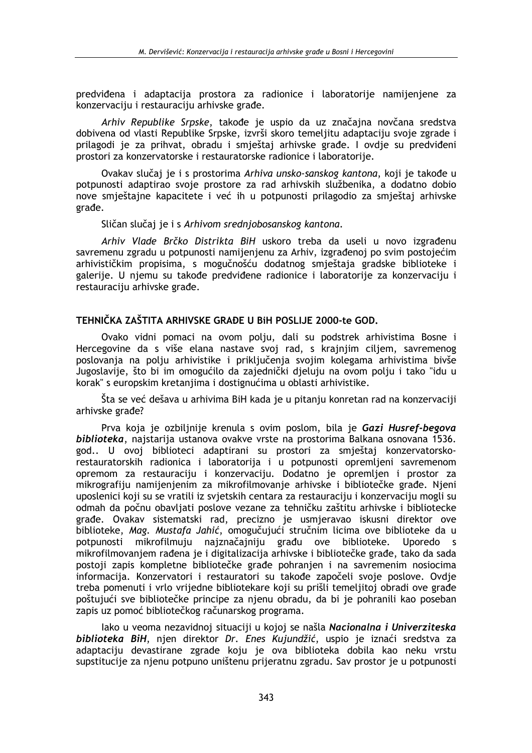predviđena i adaptacija prostora za radionice i laboratorije namijenjene za konzervaciju i restauraciju arhivske građe.

*Arhiv Republike Srpske*, takođe je uspio da uz značajna novčana sredstva dobivena od vlasti Republike Srpske, izvrši skoro temeljitu adaptaciju svoje zgrade i prilagodi je za prihvat, obradu i smještaj arhivske građe. I ovdje su predviđeni prostori za konzervatorske i restauratorske radionice i laboratorije.

Ovakav slučaj je i s prostorima *Arhiva unsko-sanskog kantona*, koji je takođe u potpunosti adaptirao svoje prostore za rad arhivskih službenika, a dodatno dobio nove smještajne kapacitete i već ih u potpunosti prilagodio za smještaj arhivske građe.

Sličan slučaj je i s *Arhivom srednjobosanskog kantona*.

*Arhiv Vlade Brčko Distrikta BiH* uskoro treba da useli u novo izgrađenu savremenu zgradu u potpunosti namijenjenu za Arhiv, izgrađenoj po svim postojećim arhivističkim propisima, s mogućnošću dodatnog smještaja gradske biblioteke i galerije. U njemu su takođe predviđene radionice i laboratorije za konzervaciju i restauraciju arhivske građe.

## TEHNIČKA ZAŠTITA ARHIVSKE GRAĐE U BiH POSLIJE 2000-te GOD.

Ovako vidni pomaci na ovom polju, dali su podstrek arhivistima Bosne i Hercegovine da s više elana nastave svoj rad, s krajnjim ciljem, savremenog poslovanja na polju arhivistike i priključenja svojim kolegama arhivistima bivše Jugoslavije, što bi im omogućilo da zajednički djeluju na ovom polju i tako "idu u korak" s europskim kretanjima i dostignućima u oblasti arhivistike.

Šta se već dešava u arhivima BiH kada je u pitanju konretan rad na konzervaciji arhivske građe?

Prva koja je ozbiljnije krenula s ovim poslom, bila je ***Gazi Husref-begova biblioteka***, najstarija ustanova ovakve vrste na prostorima Balkana osnovana 1536. god.. U ovoj biblioteci adaptirani su prostori za smještaj konzervatorsko-restauratorskih radionica i laboratorija i u potpunosti opremljeni savremenom opremom za restauraciju i konzervaciju. Dodatno je opremljen i prostor za mikrografiju namijenjenim za mikrofilmovanje arhivske i bibliotečke građe. Njeni uposlenici koji su se vratili iz svjetskih centara za restauraciju i konzervaciju mogli su odmah da počnu obavljati poslove vezane za tehničku zaštitu arhivske i bibliotecke građe. Ovakav sistematski rad, precizno je usmjeravao iskusni direktor ove biblioteke, *Mag. Mustafa Jahić*, omogućujući stručnim licima ove biblioteke da u potpunosti mikrofilmuju najznačajniju građu ove biblioteke. Uporedo s mikrofilmovanjem rađena je i digitalizacija arhivske i bibliotečke građe, tako da sada postoji zapis kompletne bibliotečke građe pohranjen i na savremenim nosiocima informacija. Konzervatori i restauratori su takođe započeli svoje poslove. Ovdje treba pomenuti i vrlo vrijedne bibliotekare koji su prišli temeljitoj obradi ove građe poštujući sve bibliotečke principe za njenu obradu, da bi je pohranili kao poseban zapis uz pomoć bibliotečkog računarskog programa.

Iako u veoma nezavidnoj situaciji u kojoj se našla ***Nacionalna i Univerziteska biblioteka BiH***, njen direktor *Dr. Enes Kujundžić*, uspio je iznaći sredstva za adaptaciju devastirane zgrade koju je ova biblioteka dobila kao neku vrstu supstitucije za njenu potpuno uništenu prijeratnu zgradu. Sav prostor je u potpunosti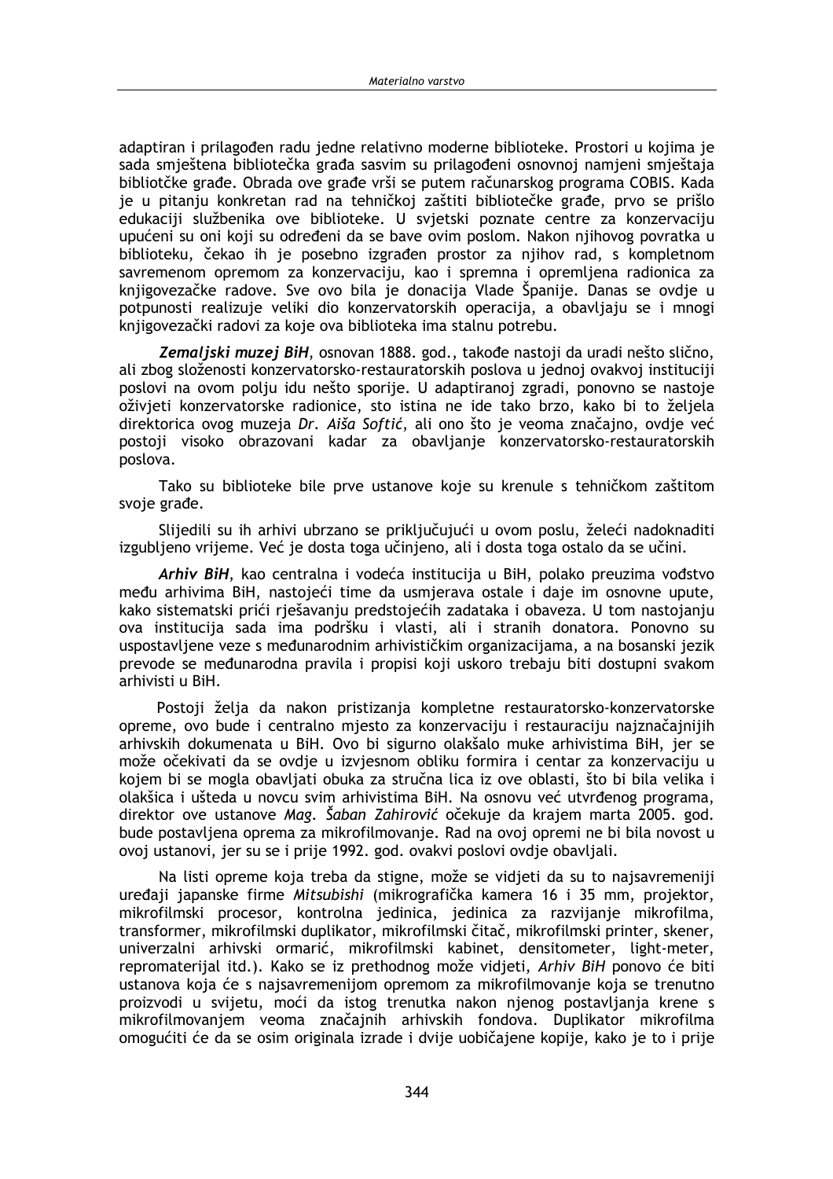adaptiran i prilagođen radu jedne relativno moderne biblioteke. Prostori u kojima je sada smještena bibliotečka građa sasvim su prilagođeni osnovnoj namjeni smještaja bibliotčke građe. Obrada ove građe vrši se putem računarskog programa COBIS. Kada je u pitanju konkretan rad na tehničkoj zaštiti bibliotečke građe, prvo se prišlo edukaciji službenika ove biblioteke. U svjetski poznate centre za konzervaciju upućeni su oni koji su određeni da se bave ovim poslom. Nakon njihovog povratka u biblioteku, čekao ih je posebno izgrađen prostor za njihov rad, s kompletnom savremenom opremom za konzervaciju, kao i spremna i opremljena radionica za knjigovezačke radove. Sve ovo bila je donacija Vlade Španije. Danas se ovdje u potpunosti realizuje veliki dio konzervatorskih operacija, a obavljaju se i mnogi knjigovezački radovi za koje ova biblioteka ima stalnu potrebu.

***Zemaljski muzej BiH***, osnovan 1888. god., takođe nastoji da uradi nešto slično, ali zbog složenosti konzervatorsko-restauratorskih poslova u jednoj ovakvoj instituciji poslovi na ovom polju idu nešto sporije. U adaptiranoj zgradi, ponovno se nastoje oživjeti konzervatorske radionice, sto istina ne ide tako brzo, kako bi to željela direktorica ovog muzeja *Dr. Aiša Softić*, ali ono što je veoma značajno, ovdje već postoji visoko obrazovani kadar za obavljanje konzervatorsko-restauratorskih poslova.

Tako su biblioteke bile prve ustanove koje su krenule s tehničkom zaštitom svoje građe.

Slijedili su ih arhivi ubrzano se priključujući u ovom poslu, želeći nadoknaditi izgubljeno vrijeme. Već je dosta toga učinjeno, ali i dosta toga ostalo da se učini.

***Arhiv BiH***, kao centralna i vodeća institucija u BiH, polako preuzima vođstvo među arhivima BiH, nastojeći time da usmjerava ostale i daje im osnovne upute, kako sistematski prići rješavanju predstojećih zadataka i obaveza. U tom nastojanju ova institucija sada ima podršku i vlasti, ali i stranih donatora. Ponovno su uspostavljene veze s međunarodnim arhivističkim organizacijama, a na bosanski jezik prevode se međunarodna pravila i propisi koji uskoro trebaju biti dostupni svakom arhivisti u BiH.

Postoji želja da nakon pristizanja kompletne restauratorsko-konzervatorske opreme, ovo bude i centralno mjesto za konzervaciju i restauraciju najznačajnijih arhivskih dokumenata u BiH. Ovo bi sigurno olakšalo muke arhivistima BiH, jer se može očekivati da se ovdje u izvjesnom obliku formira i centar za konzervaciju u kojem bi se mogla obavljati obuka za stručna lica iz ove oblasti, što bi bila velika i olakšica i ušteda u novcu svim arhivistima BiH. Na osnovu već utvrđenog programa, direktor ove ustanove *Mag. Šaban Zahirović* očekuje da krajem marta 2005. god. bude postavljena oprema za mikrofilmovanje. Rad na ovoj opremi ne bi bila novost u ovoj ustanovi, jer su se i prije 1992. god. ovakvi poslovi ovdje obavljali.

Na listi opreme koja treba da stigne, može se vidjeti da su to najsavremeniji uređaji japanske firme *Mitsubishi* (mikrografička kamera 16 i 35 mm, projektor, mikrofilmski procesor, kontrolna jedinica, jedinica za razvijanje mikrofilma, transformer, mikrofilmski duplikator, mikrofilmski čitač, mikrofilmski printer, skener, univerzalni arhivski ormarić, mikrofilmski kabinet, densitometer, light-meter, repromaterijal itd.). Kako se iz prethodnog može vidjeti, *Arhiv BiH* ponovo će biti ustanova koja će s najsavremenijom opremom za mikrofilmovanje koja se trenutno proizvodi u svijetu, moći da istog trenutka nakon njenog postavljanja krene s mikrofilmovanjem veoma značajnih arhivskih fondova. Duplikator mikrofilma omogućiti će da se osim originala izrade i dvije uobičajene kopije, kako je to i prije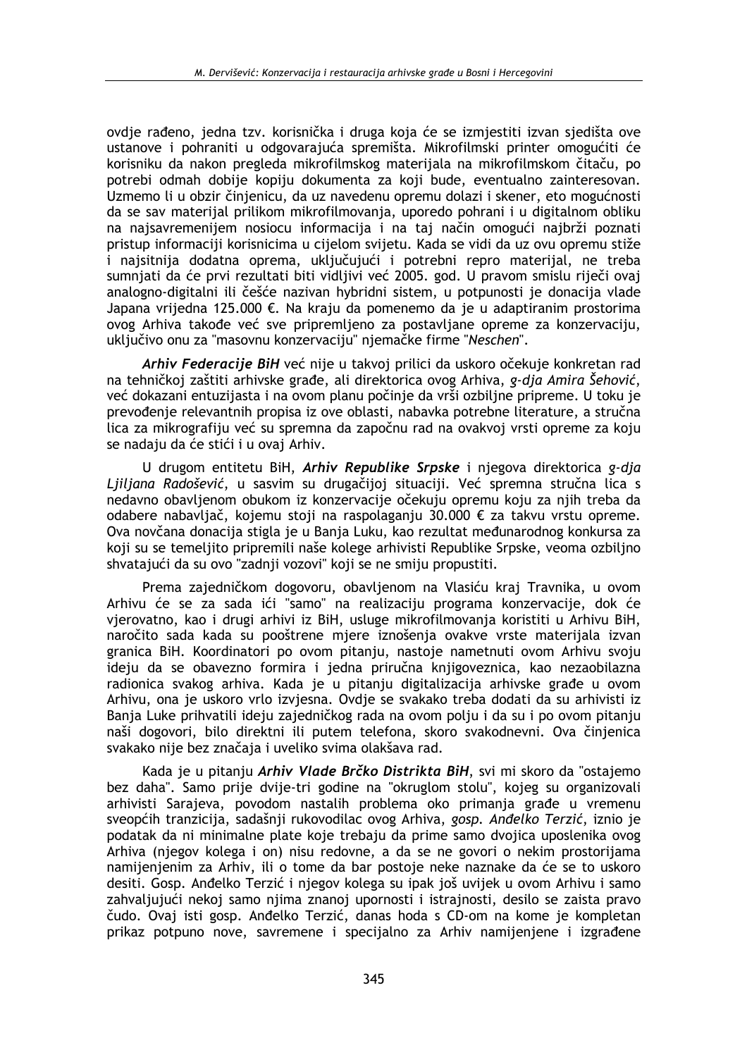ovdje rađeno, jedna tzv. korisnička i druga koja će se izmjestiti izvan sjedišta ove ustanove i pohraniti u odgovarajuća spremišta. Mikrofilmski printer omogućiti će korisniku da nakon pregleda mikrofilmskog materijala na mikrofilmskom čitaču, po potrebi odmah dobije kopiju dokumenta za koji bude, eventualno zainteresovan. Uzmemo li u obzir činjenicu, da uz navedenu opremu dolazi i skener, eto mogućnosti da se sav materijal prilikom mikrofilmovanja, uporedo pohrani i u digitalnom obliku na najsavremenijem nosiocu informacija i na taj način omogući najbrži poznati pristup informaciji korisnicima u cijelom svijetu. Kada se vidi da uz ovu opremu stiže i najsitnija dodatna oprema, uključujući i potrebni repro materijal, ne treba sumnjati da će prvi rezultati biti vidljivi već 2005. god. U pravom smislu riječi ovaj analogno-digitalni ili češće nazivan hybridni sistem, u potpunosti je donacija vlade Japana vrijedna 125.000 €. Na kraju da pomenemo da je u adaptiranim prostorima ovog Arhiva takođe već sve pripremljeno za postavljane opreme za konzervaciju, uključivo onu za "masovnu konzervaciju" njemačke firme "*Neschen*".

***Arhiv Federacije BiH*** već nije u takvoj prilici da uskoro očekuje konkretan rad na tehničkoj zaštiti arhivske građe, ali direktorica ovog Arhiva, *g-dja Amira Šehović*, već dokazani entuzijasta i na ovom planu počinje da vrši ozbiljne pripreme. U toku je prevođenje relevantnih propisa iz ove oblasti, nabavka potrebne literature, a stručna lica za mikrografiju već su spremna da započnu rad na ovakvoj vrsti opreme za koju se nadaju da će stići i u ovaj Arhiv.

U drugom entitetu BiH, ***Arhiv Republike Srpske*** i njegova direktorica *g-dja Ljiljana Radošević*, u sasvim su drugačijoj situaciji. Već spremna stručna lica s nedavno obavljenom obukom iz konzervacije očekuju opremu koju za njih treba da odabere nabavljač, kojemu stoji na raspolaganju 30.000 € za takvu vrstu opreme. Ova novčana donacija stigla je u Banja Luku, kao rezultat međunarodnog konkursa za koji su se temeljito pripremili naše kolege arhivisti Republike Srpske, veoma ozbiljno shvatajući da su ovo "zadnji vozovi" koji se ne smiju propustiti.

Prema zajedničkom dogovoru, obavljenom na Vlasiću kraj Travnika, u ovom Arhivu će se za sada ići "samo" na realizaciju programa konzervacije, dok će vjerovatno, kao i drugi arhivi iz BiH, usluge mikrofilmovanja koristiti u Arhivu BiH, naročito sada kada su pooštrene mjere iznošenja ovakve vrste materijala izvan granica BiH. Koordinatori po ovom pitanju, nastoje nametnuti ovom Arhivu svoju ideju da se obavezno formira i jedna priručna knjigoveznica, kao nezaobilazna radionica svakog arhiva. Kada je u pitanju digitalizacija arhivske građe u ovom Arhivu, ona je uskoro vrlo izvjesna. Ovdje se svakako treba dodati da su arhivisti iz Banja Luke prihvatili ideju zajedničkog rada na ovom polju i da su i po ovom pitanju naši dogovori, bilo direktni ili putem telefona, skoro svakodnevni. Ova činjenica svakako nije bez značaja i uveliko svima olakšava rad.

Kada je u pitanju ***Arhiv Vlade Brčko Distrikta BiH***, svi mi skoro da "ostajemo bez daha". Samo prije dvije-tri godine na "okruglom stolu", kojeg su organizovali arhivisti Sarajeva, povodom nastalih problema oko primanja građe u vremenu sveopćih tranzicija, sadašnji rukovodilac ovog Arhiva, *gosp. Anđelko Terzić*, iznio je podatak da ni minimalne plate koje trebaju da prime samo dvojica uposlenika ovog Arhiva (njegov kolega i on) nisu redovne, a da se ne govori o nekim prostorijama namijenjenim za Arhiv, ili o tome da bar postoje neke naznake da će se to uskoro desiti. Gosp. Anđelko Terzić i njegov kolega su ipak još uvijek u ovom Arhivu i samo zahvaljujući nekoj samo njima znanoj upornosti i istrajnosti, desilo se zaista pravo čudo. Ovaj isti gosp. Anđelko Terzić, danas hoda s CD-om na kome je kompletan prikaz potpuno nove, savremene i specijalno za Arhiv namijenjene i izgrađene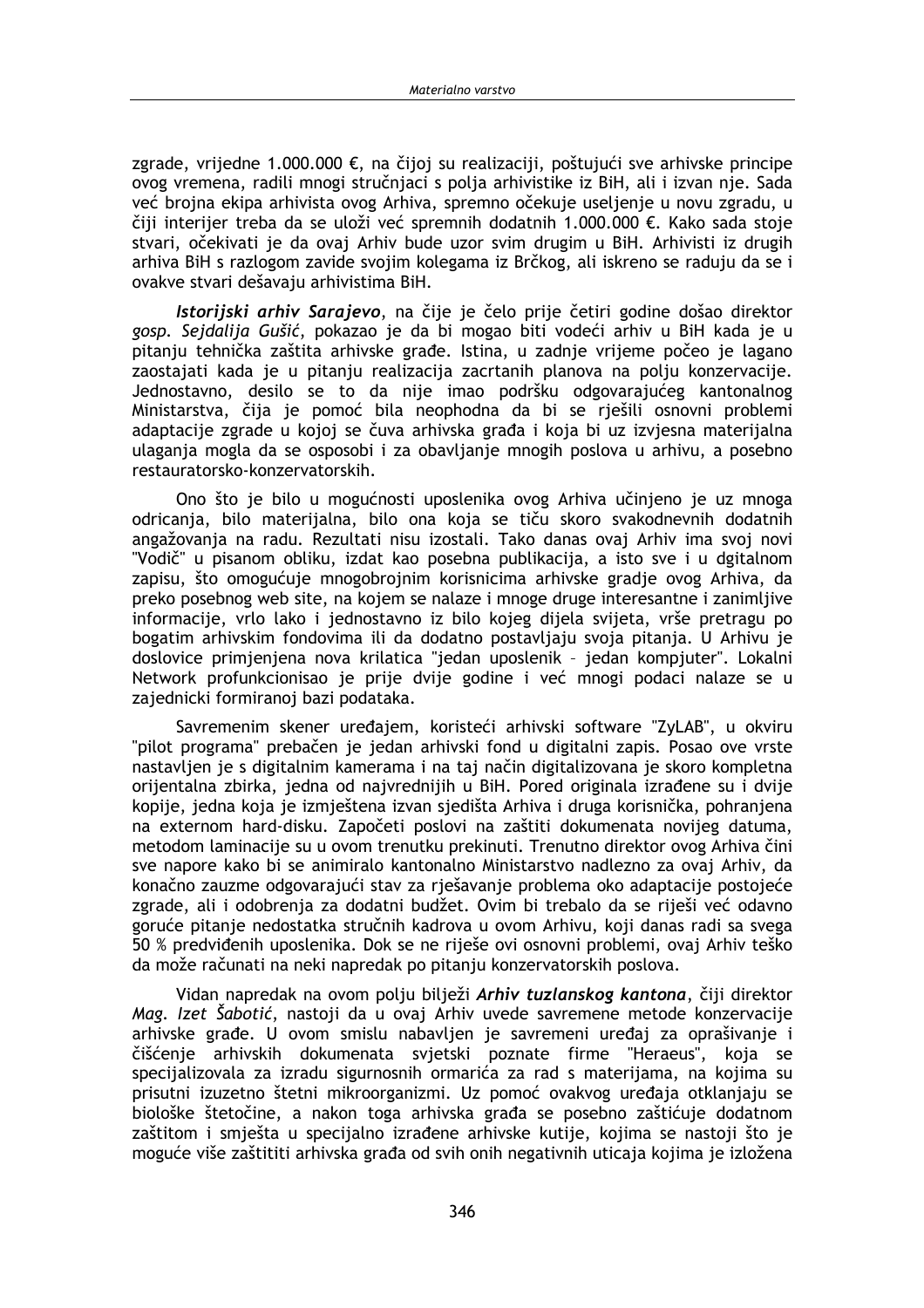zgrade, vrijedne 1.000.000 €, na čijoj su realizaciji, poštujući sve arhivske principe ovog vremena, radili mnogi stručnjaci s polja arhivistike iz BiH, ali i izvan nje. Sada već brojna ekipa arhivista ovog Arhiva, spremno očekuje useljenje u novu zgradu, u čiji interijer treba da se uloži već spremnih dodatnih 1.000.000 €. Kako sada stoje stvari, očekivati je da ovaj Arhiv bude uzor svim drugim u BiH. Arhivisti iz drugih arhiva BiH s razlogom zavide svojim kolegama iz Brčkog, ali iskreno se raduju da se i ovakve stvari dešavaju arhivistima BiH.

***Istorijski arhiv Sarajevo***, na čije je čelo prije četiri godine došao direktor *gosp. Sejdalija Gušić*, pokazao je da bi mogao biti vodeći arhiv u BiH kada je u pitanju tehnička zaštita arhivske građe. Istina, u zadnje vrijeme počeo je lagano zaostajati kada je u pitanju realizacija zacrtanih planova na polju konzervacije. Jednostavno, desilo se to da nije imao podršku odgovarajućeg kantonalnog Ministarstva, čija je pomoć bila neophodna da bi se riješili osnovni problemi adaptacije zgrade u kojoj se čuva arhivska građa i koja bi uz izvjesna materijalna ulaganja mogla da se osposobi i za obavljanje mnogih poslova u arhivu, a posebno restauratorsko-konzervatorskih.

Ono što je bilo u mogućnosti uposlenika ovog Arhiva učinjeno je uz mnoga odricanja, bilo materijalna, bilo ona koja se tiču skoro svakodnevnih dodatnih angažovanja na radu. Rezultati nisu izostali. Tako danas ovaj Arhiv ima svoj novi "Vodič" u pisanom obliku, izdat kao posebna publikacija, a isto sve i u dgitalnom zapisu, što omogućuje mnogobrojnim korisnicima arhivske gradje ovog Arhiva, da preko posebnog web site, na kojem se nalaze i mnoge druge interesantne i zanimljive informacije, vrlo lako i jednostavno iz bilo kojeg dijela svijeta, vrše pretragu po bogatim arhivskim fondovima ili da dodatno postavljaju svoja pitanja. U Arhivu je doslovice primjenjena nova krilatica "jedan uposlenik – jedan kompjuter". Lokalni Network profunkcionisao je prije dvije godine i već mnogi podaci nalaze se u zajednicki formiranoj bazi podataka.

Savremenim skener uređajem, koristeći arhivski software "ZyLAB", u okviru "pilot programa" prebačen je jedan arhivski fond u digitalni zapis. Posao ove vrste nastavljen je s digitalnim kamerama i na taj način digitalizovana je skoro kompletna orijentalna zbirka, jedna od najvrednijih u BiH. Pored originala izrađene su i dvije kopije, jedna koja je izmještena izvan sjedišta Arhiva i druga korisnička, pohranjena na externom hard-disku. Započeti poslovi na zaštiti dokumenata novijeg datuma, metodom laminacije su u ovom trenutku prekinuti. Trenutno direktor ovog Arhiva čini sve napore kako bi se animiralo kantonalno Ministarstvo nadlezno za ovaj Arhiv, da konačno zauzme odgovarajući stav za rješavanje problema oko adaptacije postojeće zgrade, ali i odobrenja za dodatni budžet. Ovim bi trebalo da se riješi već odavno goruće pitanje nedostatka stručnih kadrova u ovom Arhivu, koji danas radi sa svega 50 % predviđenih uposlenika. Dok se ne riješe ovi osnovni problemi, ovaj Arhiv teško da može računati na neki napredak po pitanju konzervatorskih poslova.

Vidan napredak na ovom polju bilježi ***Arhiv tuzlanskog kantona***, čiji direktor *Mag. Izet Šabotić*, nastoji da u ovaj Arhiv uvede savremene metode konzervacije arhivske građe. U ovom smislu nabavljen je savremeni uređaj za oprašivanje i čišćenje arhivskih dokumenata svjetski poznate firme "Heraeus", koja se specijalizovala za izradu sigurnosnih ormarića za rad s materijama, na kojima su prisutni izuzetno štetni mikroorganizmi. Uz pomoć ovakvog uređaja otklanjaju se biološke štetočine, a nakon toga arhivska građa se posebno zaštićuje dodatnom zaštitom i smješta u specijalno izrađene arhivske kutije, kojima se nastoji što je moguće više zaštititi arhivska građa od svih onih negativnih uticaja kojima je izložena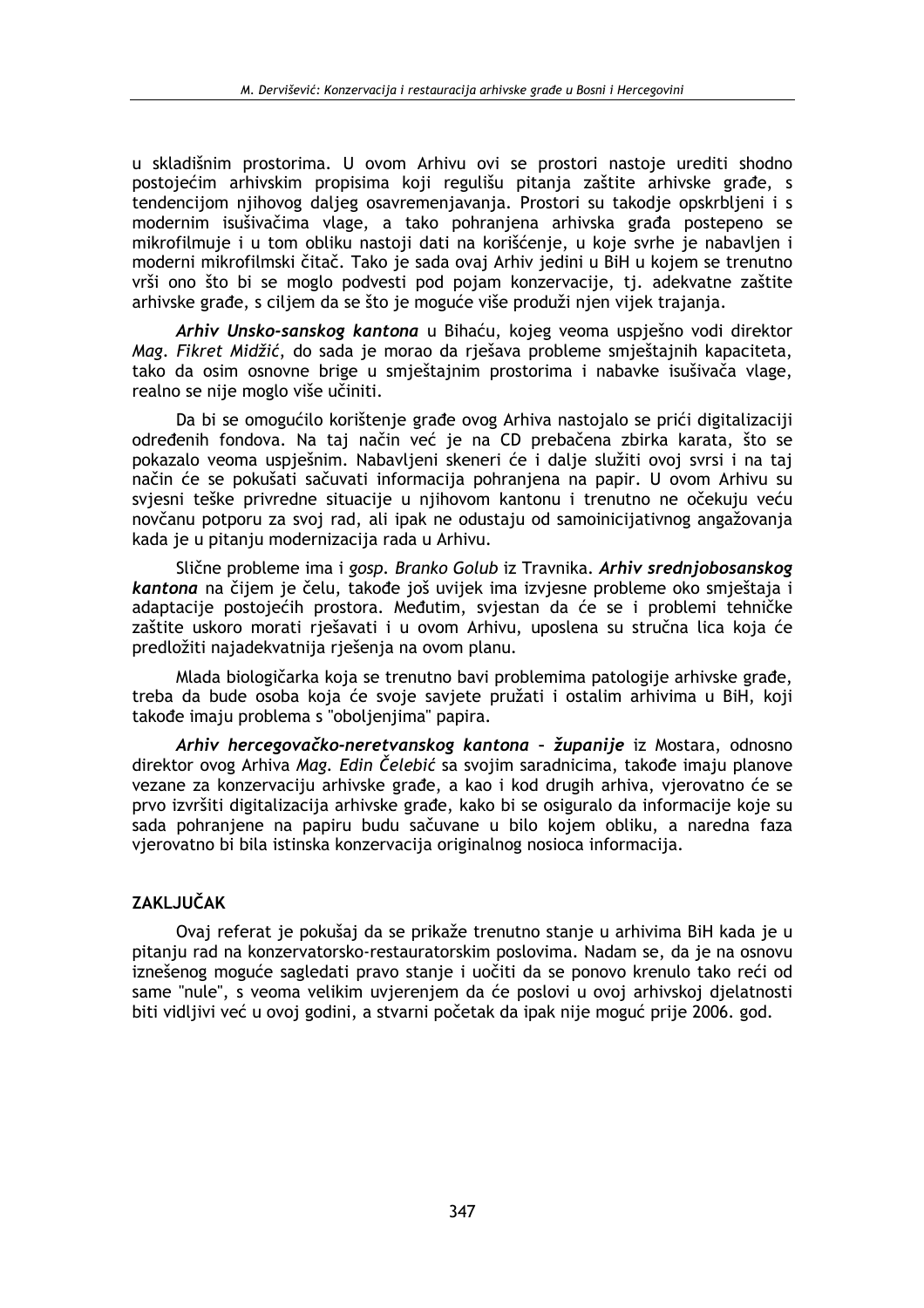u skladišnim prostorima. U ovom Arhivu ovi se prostori nastoje urediti shodno postojećim arhivskim propisima koji regulišu pitanja zaštite arhivske građe, s tendencijom njihovog daljeg osavremenjavanja. Prostori su takodje opskrbljeni i s modernim isušivačima vlage, a tako pohranjena arhivska građa postepeno se mikrofilmuje i u tom obliku nastoji dati na korišćenje, u koje svrhe je nabavljen i moderni mikrofilmski čitač. Tako je sada ovaj Arhiv jedini u BiH u kojem se trenutno vrši ono što bi se moglo podvesti pod pojam konzervacije, tj. adekvatne zaštite arhivske građe, s ciljem da se što je moguće više produži njen vijek trajanja.

***Arhiv Unsko-sanskog kantona*** u Bihaću, kojeg veoma uspješno vodi direktor *Mag. Fikret Midžić*, do sada je morao da rješava probleme smještajnih kapaciteta, tako da osim osnovne brige u smještajnim prostorima i nabavke isušivača vlage, realno se nije moglo više učiniti.

Da bi se omogućilo korištenje građe ovog Arhiva nastojalo se prići digitalizaciji određenih fondova. Na taj način već je na CD prebačena zbirka karata, što se pokazalo veoma uspješnim. Nabavljeni skeneri će i dalje služiti ovoj svrsi i na taj način će se pokušati sačuvati informacija pohranjena na papir. U ovom Arhivu su svjesni teške privredne situacije u njihovom kantonu i trenutno ne očekuju veću novčanu potporu za svoj rad, ali ipak ne odustaju od samoinicijativnog angažovanja kada je u pitanju modernizacija rada u Arhivu.

Slične probleme ima i *gosp. Branko Golub* iz Travnika. ***Arhiv srednjobosanskog kantona*** na čijem je čelu, takođe još uvijek ima izvjesne probleme oko smještaja i adaptacije postojećih prostora. Međutim, svjestan da će se i problemi tehničke zaštite uskoro morati rješavati i u ovom Arhivu, uposlena su stručna lica koja će predložiti najadekvatnija rješenja na ovom planu.

Mlada biologičarka koja se trenutno bavi problemima patologije arhivske građe, treba da bude osoba koja će svoje savjete pružati i ostalim arhivima u BiH, koji takođe imaju problema s "oboljenjima" papira.

***Arhiv hercegovačko-neretvanskog kantona – županije*** iz Mostara, odnosno direktor ovog Arhiva *Mag. Edin Čelebić* sa svojim saradnicima, takođe imaju planove vezane za konzervaciju arhivske građe, a kao i kod drugih arhiva, vjerovatno će se prvo izvršiti digitalizacija arhivske građe, kako bi se osiguralo da informacije koje su sada pohranjene na papiru budu sačuvane u bilo kojem obliku, a naredna faza vjerovatno bi bila istinska konzervacija originalnog nosioca informacija.

## ZAKLJUČAK

Ovaj referat je pokušaj da se prikaže trenutno stanje u arhivima BiH kada je u pitanju rad na konzervatorsko-restauratorskim poslovima. Nadam se, da je na osnovu iznešenog moguće sagledati pravo stanje i uočiti da se ponovo krenulo tako reći od same "nule", s veoma velikim uvjerenjem da će poslovi u ovoj arhivskoj djelatnosti biti vidljivi već u ovoj godini, a stvarni početak da ipak nije moguć prije 2006. god.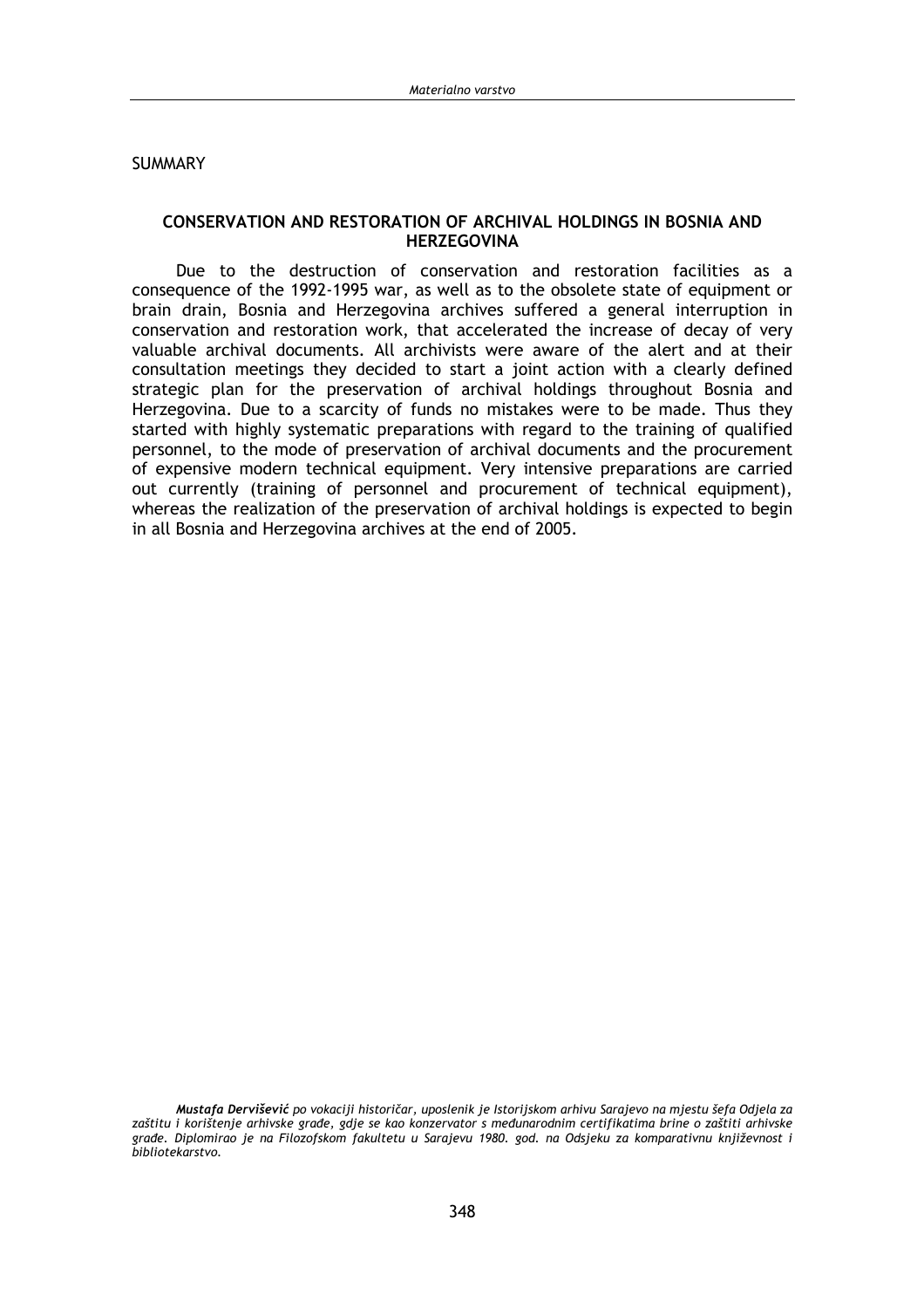SUMMARY

## CONSERVATION AND RESTORATION OF ARCHIVAL HOLDINGS IN BOSNIA AND HERZEGOVINA

Due to the destruction of conservation and restoration facilities as a consequence of the 1992-1995 war, as well as to the obsolete state of equipment or brain drain, Bosnia and Herzegovina archives suffered a general interruption in conservation and restoration work, that accelerated the increase of decay of very valuable archival documents. All archivists were aware of the alert and at their consultation meetings they decided to start a joint action with a clearly defined strategic plan for the preservation of archival holdings throughout Bosnia and Herzegovina. Due to a scarcity of funds no mistakes were to be made. Thus they started with highly systematic preparations with regard to the training of qualified personnel, to the mode of preservation of archival documents and the procurement of expensive modern technical equipment. Very intensive preparations are carried out currently (training of personnel and procurement of technical equipment), whereas the realization of the preservation of archival holdings is expected to begin in all Bosnia and Herzegovina archives at the end of 2005.

***Mustafa Dervišević*** *po vokaciji historičar, uposlenik je Istorijskom arhivu Sarajevo na mjestu šefa Odjela za zaštitu i korištenje arhivske građe, gdje se kao konzervator s međunarodnim certifikatima brine o zaštiti arhivske građe. Diplomirao je na Filozofskom fakultetu u Sarajevu 1980. god. na Odsjeku za komparativnu književnost i bibliotekarstvo.*